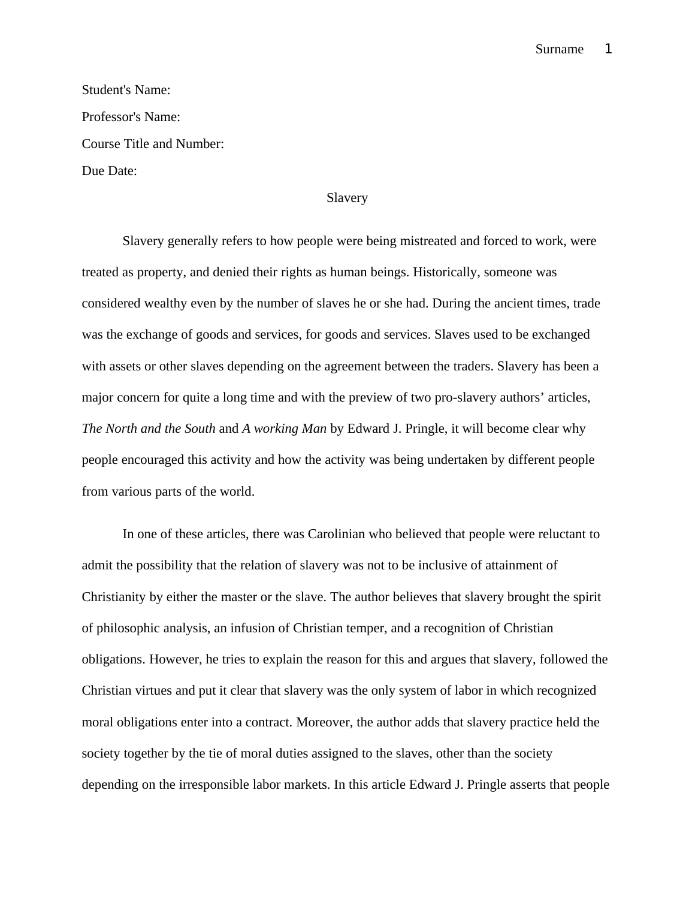Student's Name:

Professor's Name:

Course Title and Number:

Due Date:

# Slavery

Slavery generally refers to how people were being mistreated and forced to work, were treated as property, and denied their rights as human beings. Historically, someone was considered wealthy even by the number of slaves he or she had. During the ancient times, trade was the exchange of goods and services, for goods and services. Slaves used to be exchanged with assets or other slaves depending on the agreement between the traders. Slavery has been a major concern for quite a long time and with the preview of two pro-slavery authors' articles, *The North and the South* and *A working Man* by Edward J. Pringle, it will become clear why people encouraged this activity and how the activity was being undertaken by different people from various parts of the world.

In one of these articles, there was Carolinian who believed that people were reluctant to admit the possibility that the relation of slavery was not to be inclusive of attainment of Christianity by either the master or the slave. The author believes that slavery brought the spirit of philosophic analysis, an infusion of Christian temper, and a recognition of Christian obligations. However, he tries to explain the reason for this and argues that slavery, followed the Christian virtues and put it clear that slavery was the only system of labor in which recognized moral obligations enter into a contract. Moreover, the author adds that slavery practice held the society together by the tie of moral duties assigned to the slaves, other than the society depending on the irresponsible labor markets. In this article Edward J. Pringle asserts that people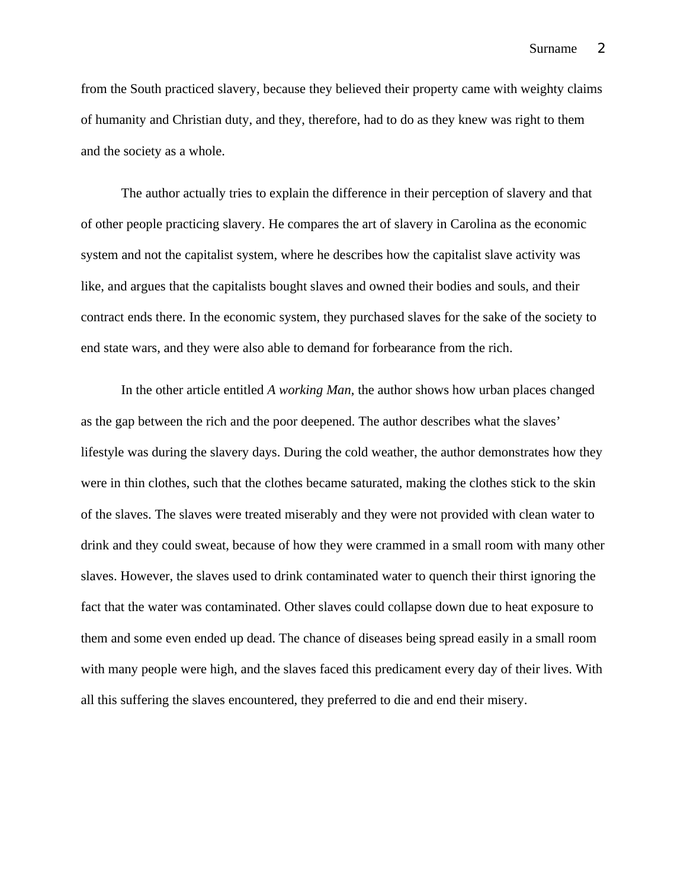from the South practiced slavery, because they believed their property came with weighty claims of humanity and Christian duty, and they, therefore, had to do as they knew was right to them and the society as a whole.

The author actually tries to explain the difference in their perception of slavery and that of other people practicing slavery. He compares the art of slavery in Carolina as the economic system and not the capitalist system, where he describes how the capitalist slave activity was like, and argues that the capitalists bought slaves and owned their bodies and souls, and their contract ends there. In the economic system, they purchased slaves for the sake of the society to end state wars, and they were also able to demand for forbearance from the rich.

In the other article entitled *A working Man*, the author shows how urban places changed as the gap between the rich and the poor deepened. The author describes what the slaves' lifestyle was during the slavery days. During the cold weather, the author demonstrates how they were in thin clothes, such that the clothes became saturated, making the clothes stick to the skin of the slaves. The slaves were treated miserably and they were not provided with clean water to drink and they could sweat, because of how they were crammed in a small room with many other slaves. However, the slaves used to drink contaminated water to quench their thirst ignoring the fact that the water was contaminated. Other slaves could collapse down due to heat exposure to them and some even ended up dead. The chance of diseases being spread easily in a small room with many people were high, and the slaves faced this predicament every day of their lives. With all this suffering the slaves encountered, they preferred to die and end their misery.